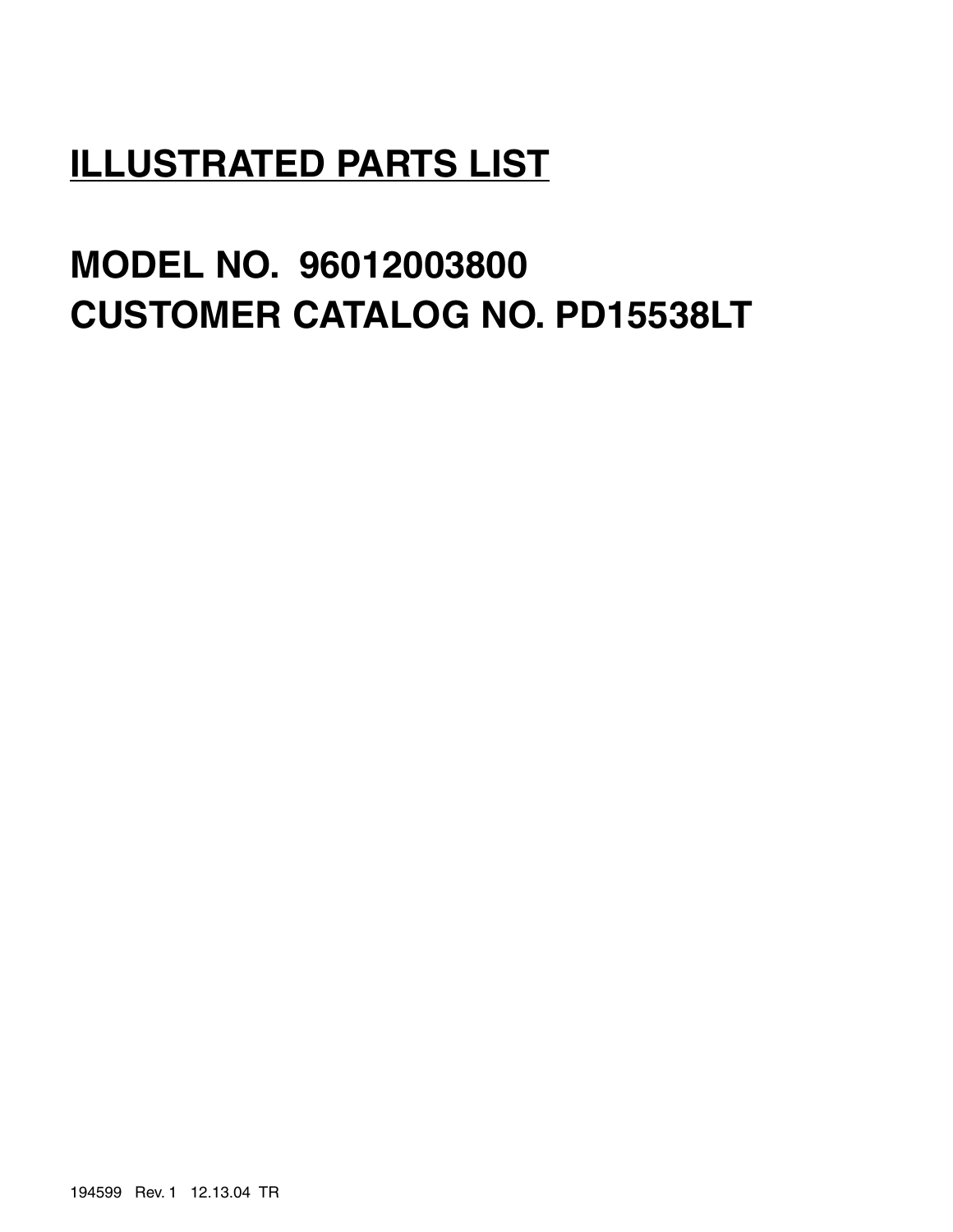# ILLUSTRATED PARTS LIST

# MODEL NO. 96012003800
# CUSTOMER CATALOG NO. PD15538LT

194599 Rev. 1 12.13.04 TR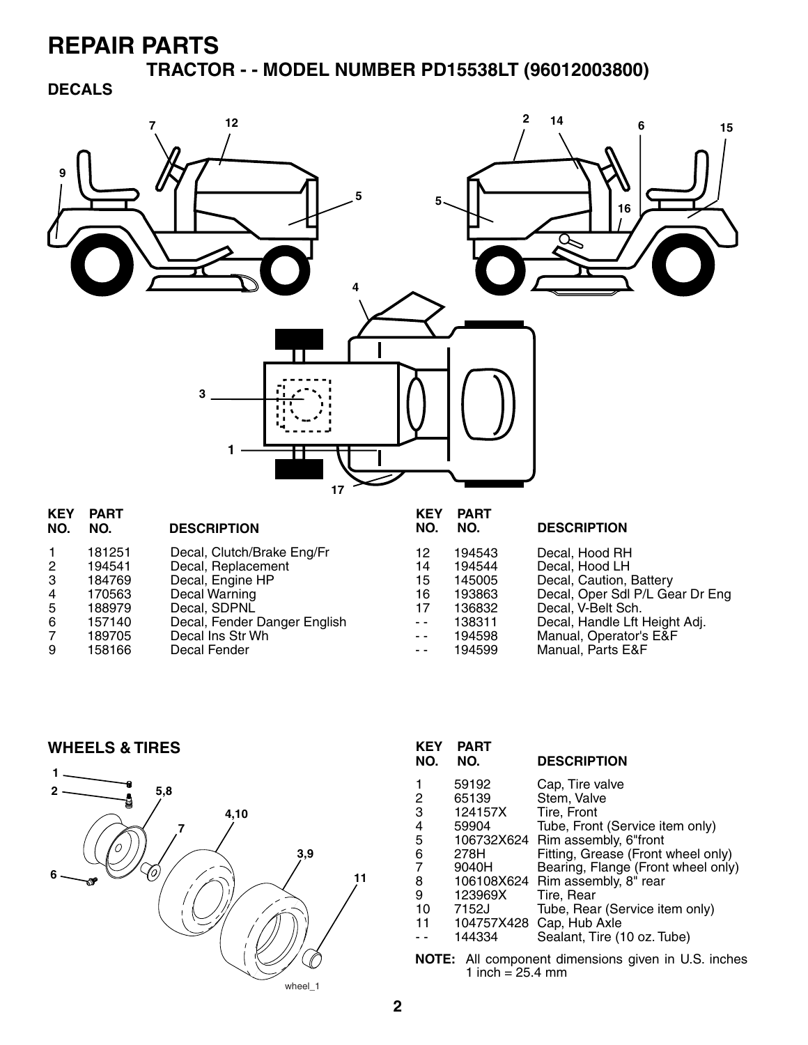# REPAIR PARTS

## TRACTOR - - MODEL NUMBER PD15538LT (96012003800)

### DECALS

| KEY NO. | PART NO. | DESCRIPTION |
|---|---|---|
| 1 | 181251 | Decal, Clutch/Brake Eng/Fr |
| 2 | 194541 | Decal, Replacement |
| 3 | 184769 | Decal, Engine HP |
| 4 | 170563 | Decal Warning |
| 5 | 188979 | Decal, SDPNL |
| 6 | 157140 | Decal, Fender Danger English |
| 7 | 189705 | Decal Ins Str Wh |
| 9 | 158166 | Decal Fender |
| 12 | 194543 | Decal, Hood RH |
| 14 | 194544 | Decal, Hood LH |
| 15 | 145005 | Decal, Caution, Battery |
| 16 | 193863 | Decal, Oper Sdl P/L Gear Dr Eng |
| 17 | 136832 | Decal, V-Belt Sch. |
| - - | 138311 | Decal, Handle Lft Height Adj. |
| - - | 194598 | Manual, Operator's E&F |
| - - | 194599 | Manual, Parts E&F |

### WHEELS & TIRES

| KEY NO. | PART NO. | DESCRIPTION |
|---|---|---|
| 1 | 59192 | Cap, Tire valve |
| 2 | 65139 | Stem, Valve |
| 3 | 124157X | Tire, Front |
| 4 | 59904 | Tube, Front (Service item only) |
| 5 | 106732X624 | Rim assembly, 6"front |
| 6 | 278H | Fitting, Grease (Front wheel only) |
| 7 | 9040H | Bearing, Flange (Front wheel only) |
| 8 | 106108X624 | Rim assembly, 8" rear |
| 9 | 123969X | Tire, Rear |
| 10 | 7152J | Tube, Rear (Service item only) |
| 11 | 104757X428 | Cap, Hub Axle |
| - - | 144334 | Sealant, Tire (10 oz. Tube) |

**NOTE:** All component dimensions given in U.S. inches
1 inch = 25.4 mm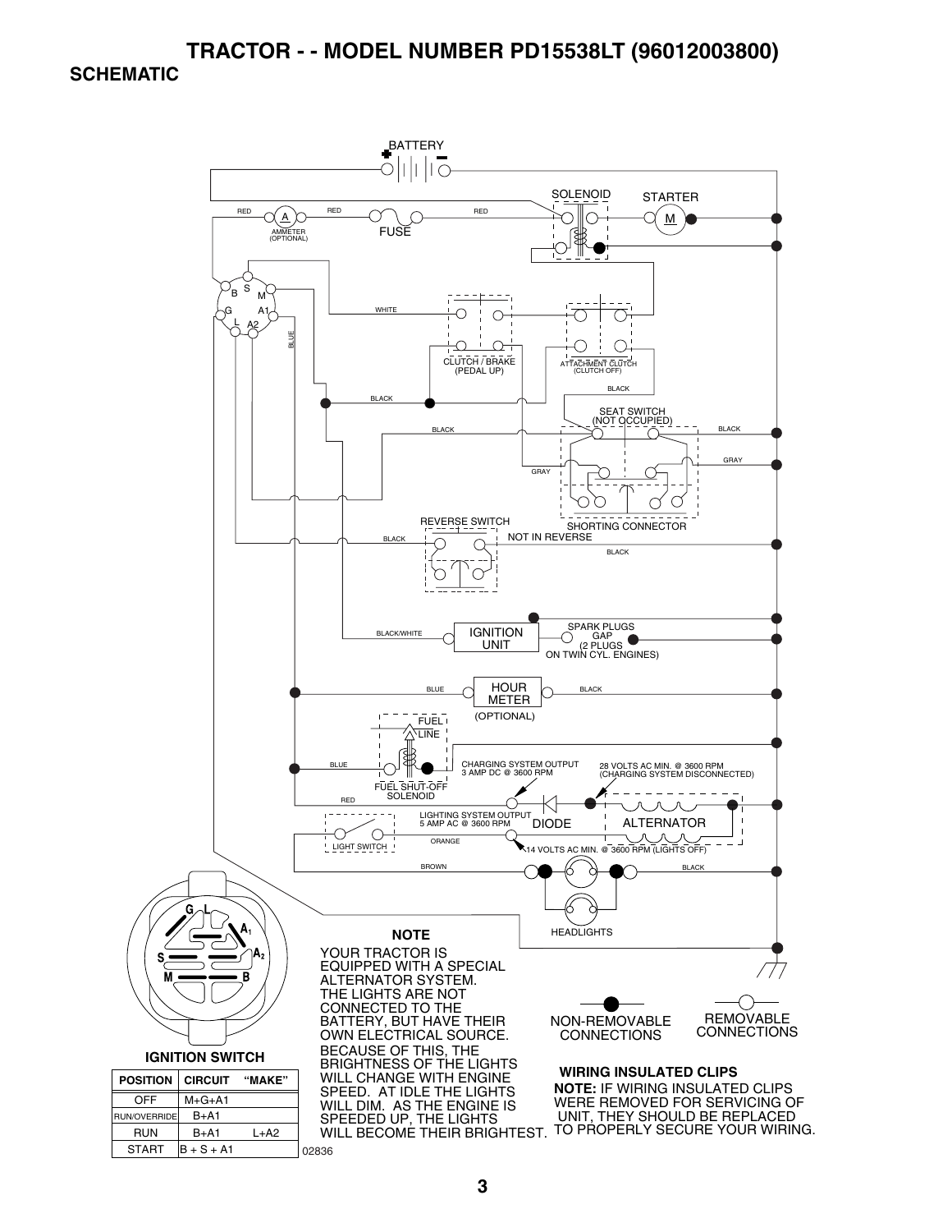# TRACTOR - - MODEL NUMBER PD15538LT (96012003800)

## SCHEMATIC

BATTERY

SOLENOID

STARTER

M

RED

A

AMMETER (OPTIONAL)

RED

FUSE

RED

B S M G A1 L A2

WHITE

BLUE

CLUTCH / BRAKE (PEDAL UP)

ATTACHMENT CLUTCH (CLUTCH OFF)

BLACK

BLACK

SEAT SWITCH (NOT OCCUPIED)

BLACK

BLACK

GRAY

GRAY

SHORTING CONNECTOR

REVERSE SWITCH

BLACK

NOT IN REVERSE

BLACK

BLACK/WHITE

IGNITION UNIT

SPARK PLUGS GAP (2 PLUGS ON TWIN CYL. ENGINES)

BLUE

HOUR METER

(OPTIONAL)

BLACK

FUEL LINE

BLUE

FUEL SHUT-OFF SOLENOID

CHARGING SYSTEM OUTPUT 3 AMP DC @ 3600 RPM

28 VOLTS AC MIN. @ 3600 RPM (CHARGING SYSTEM DISCONNECTED)

RED

LIGHTING SYSTEM OUTPUT 5 AMP AC @ 3600 RPM

DIODE

ALTERNATOR

LIGHT SWITCH

ORANGE

14 VOLTS AC MIN. @ 3600 RPM (LIGHTS OFF)

BROWN

BLACK

HEADLIGHTS

G L A1 A2 S M B

**IGNITION SWITCH**

| POSITION | CIRCUIT | "MAKE" |
|---|---|---|
| OFF | M+G+A1 | |
| RUN/OVERRIDE | B+A1 | |
| RUN | B+A1 | L+A2 |
| START | B + S + A1 | |

02836

**NOTE**

YOUR TRACTOR IS EQUIPPED WITH A SPECIAL ALTERNATOR SYSTEM. THE LIGHTS ARE NOT CONNECTED TO THE BATTERY, BUT HAVE THEIR OWN ELECTRICAL SOURCE. BECAUSE OF THIS, THE BRIGHTNESS OF THE LIGHTS WILL CHANGE WITH ENGINE SPEED. AT IDLE THE LIGHTS WILL DIM. AS THE ENGINE IS SPEEDED UP, THE LIGHTS WILL BECOME THEIR BRIGHTEST.

NON-REMOVABLE CONNECTIONS

REMOVABLE CONNECTIONS

**WIRING INSULATED CLIPS**

**NOTE:** IF WIRING INSULATED CLIPS WERE REMOVED FOR SERVICING OF UNIT, THEY SHOULD BE REPLACED TO PROPERLY SECURE YOUR WIRING.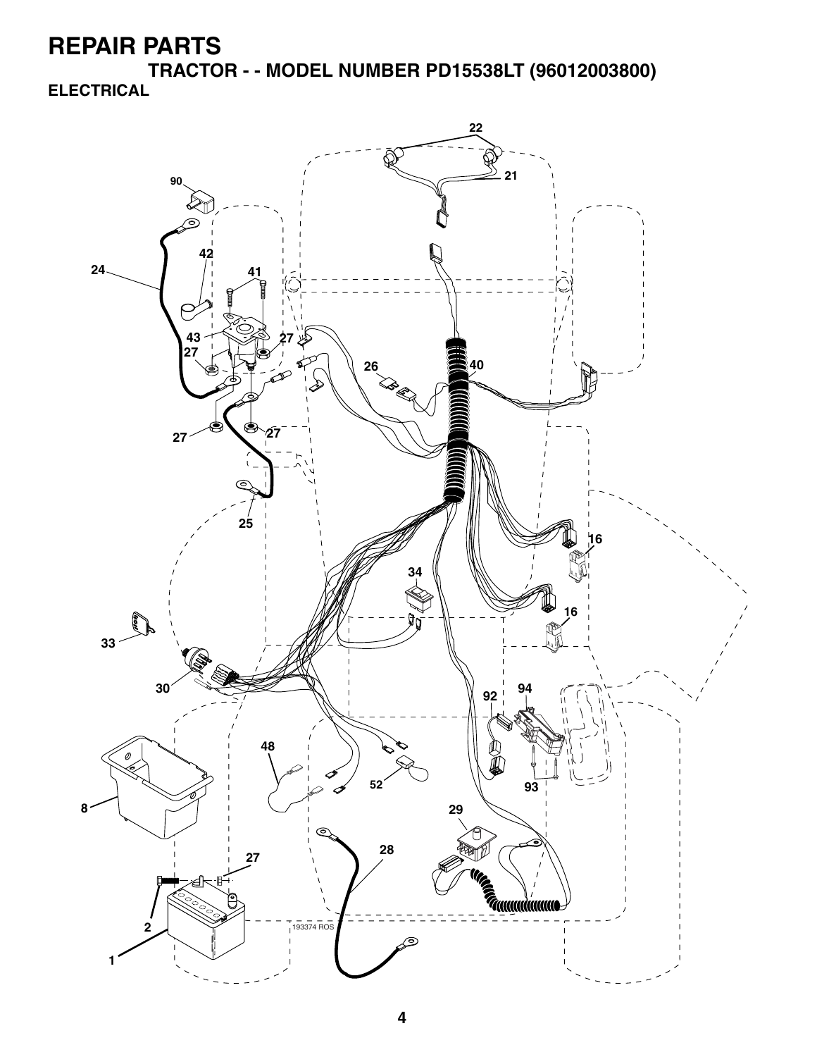# REPAIR PARTS

## TRACTOR - - MODEL NUMBER PD15538LT (96012003800)

### ELECTRICAL

22

21

90

42

24

41

43

27

27

26

40

27

27

25

16

34

16

33

30

92

94

48

52

93

8

29

27

28

2

193374 ROS

1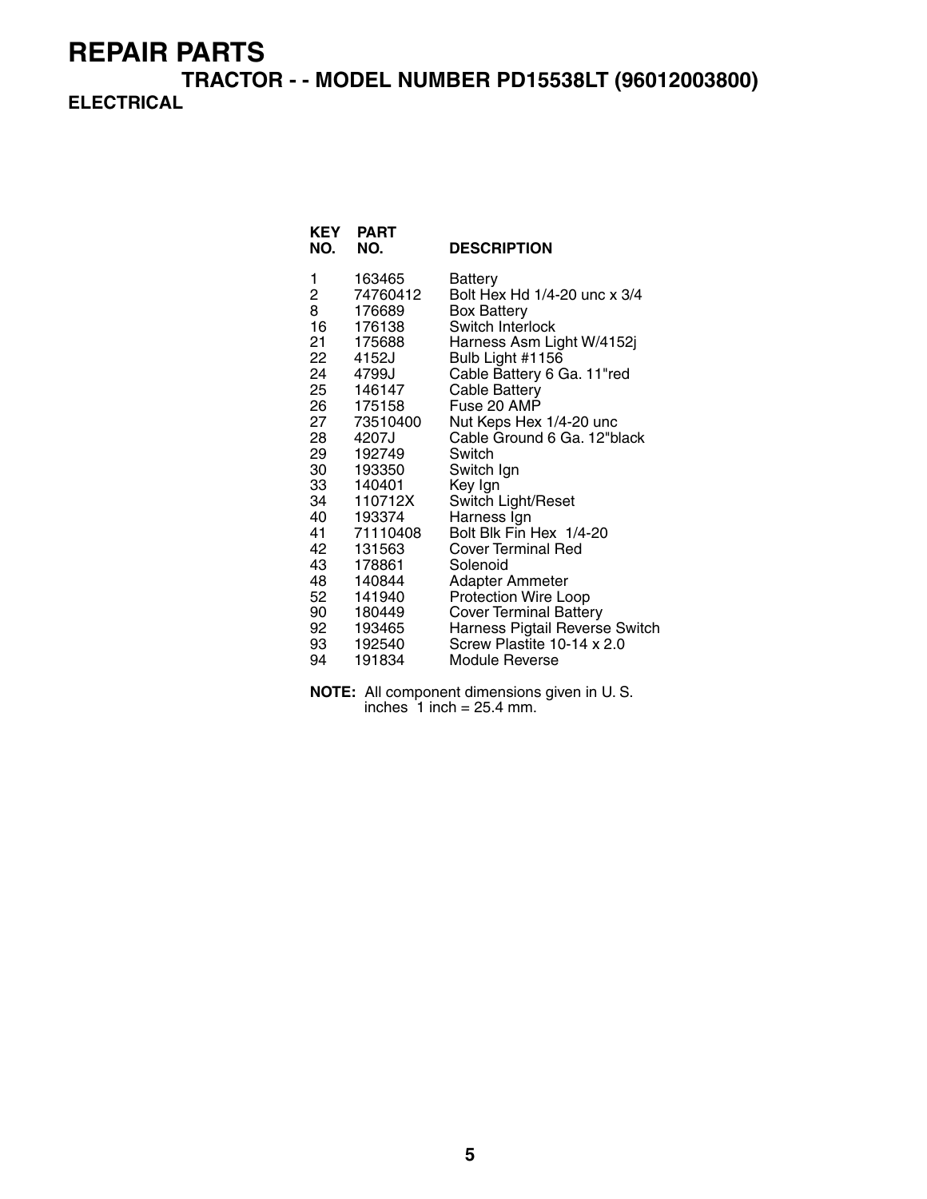# REPAIR PARTS

## TRACTOR - - MODEL NUMBER PD15538LT (96012003800)

### ELECTRICAL

| KEY NO. | PART NO. | DESCRIPTION |
|---|---|---|
| 1 | 163465 | Battery |
| 2 | 74760412 | Bolt Hex Hd 1/4-20 unc x 3/4 |
| 8 | 176689 | Box Battery |
| 16 | 176138 | Switch Interlock |
| 21 | 175688 | Harness Asm Light W/4152j |
| 22 | 4152J | Bulb Light #1156 |
| 24 | 4799J | Cable Battery 6 Ga. 11"red |
| 25 | 146147 | Cable Battery |
| 26 | 175158 | Fuse 20 AMP |
| 27 | 73510400 | Nut Keps Hex 1/4-20 unc |
| 28 | 4207J | Cable Ground 6 Ga. 12"black |
| 29 | 192749 | Switch |
| 30 | 193350 | Switch Ign |
| 33 | 140401 | Key Ign |
| 34 | 110712X | Switch Light/Reset |
| 40 | 193374 | Harness Ign |
| 41 | 71110408 | Bolt Blk Fin Hex 1/4-20 |
| 42 | 131563 | Cover Terminal Red |
| 43 | 178861 | Solenoid |
| 48 | 140844 | Adapter Ammeter |
| 52 | 141940 | Protection Wire Loop |
| 90 | 180449 | Cover Terminal Battery |
| 92 | 193465 | Harness Pigtail Reverse Switch |
| 93 | 192540 | Screw Plastite 10-14 x 2.0 |
| 94 | 191834 | Module Reverse |

**NOTE:** All component dimensions given in U. S. inches 1 inch = 25.4 mm.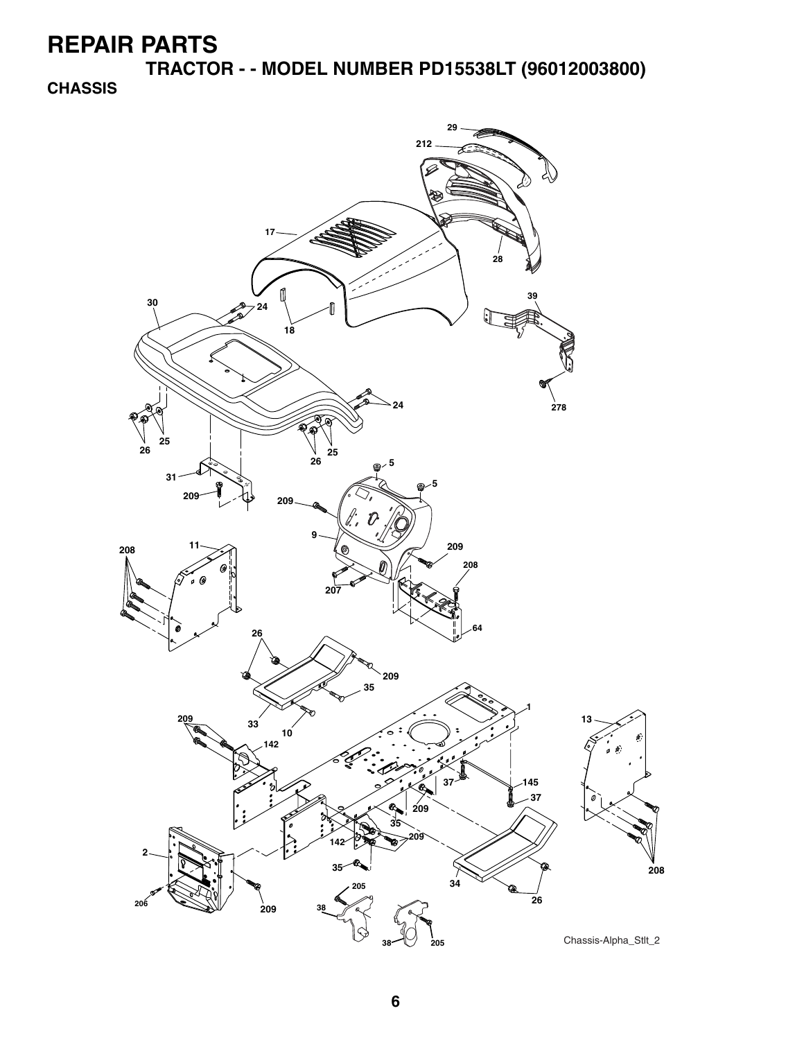# REPAIR PARTS

## TRACTOR - - MODEL NUMBER PD15538LT (96012003800)

### CHASSIS

Chassis-Alpha_Stlt_2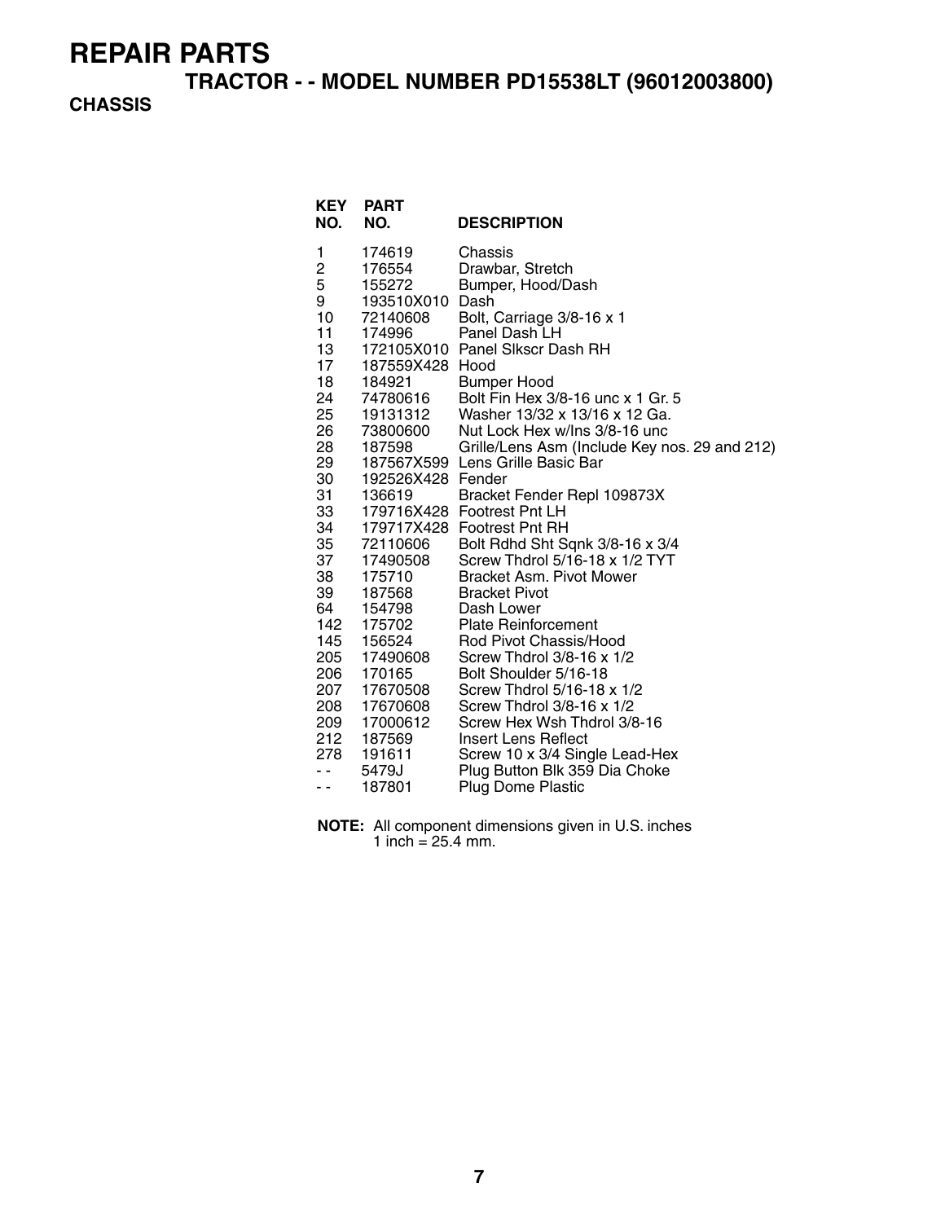# REPAIR PARTS

## TRACTOR - - MODEL NUMBER PD15538LT (96012003800)

### CHASSIS

| KEY NO. | PART NO. | DESCRIPTION |
|---|---|---|
| 1 | 174619 | Chassis |
| 2 | 176554 | Drawbar, Stretch |
| 5 | 155272 | Bumper, Hood/Dash |
| 9 | 193510X010 | Dash |
| 10 | 72140608 | Bolt, Carriage 3/8-16 x 1 |
| 11 | 174996 | Panel Dash LH |
| 13 | 172105X010 | Panel Slkscr Dash RH |
| 17 | 187559X428 | Hood |
| 18 | 184921 | Bumper Hood |
| 24 | 74780616 | Bolt Fin Hex 3/8-16 unc x 1 Gr. 5 |
| 25 | 19131312 | Washer 13/32 x 13/16 x 12 Ga. |
| 26 | 73800600 | Nut Lock Hex w/Ins 3/8-16 unc |
| 28 | 187598 | Grille/Lens Asm (Include Key nos. 29 and 212) |
| 29 | 187567X599 | Lens Grille Basic Bar |
| 30 | 192526X428 | Fender |
| 31 | 136619 | Bracket Fender Repl 109873X |
| 33 | 179716X428 | Footrest Pnt LH |
| 34 | 179717X428 | Footrest Pnt RH |
| 35 | 72110606 | Bolt Rdhd Sht Sqnk 3/8-16 x 3/4 |
| 37 | 17490508 | Screw Thdrol 5/16-18 x 1/2 TYT |
| 38 | 175710 | Bracket Asm. Pivot Mower |
| 39 | 187568 | Bracket Pivot |
| 64 | 154798 | Dash Lower |
| 142 | 175702 | Plate Reinforcement |
| 145 | 156524 | Rod Pivot Chassis/Hood |
| 205 | 17490608 | Screw Thdrol 3/8-16 x 1/2 |
| 206 | 170165 | Bolt Shoulder 5/16-18 |
| 207 | 17670508 | Screw Thdrol 5/16-18 x 1/2 |
| 208 | 17670608 | Screw Thdrol 3/8-16 x 1/2 |
| 209 | 17000612 | Screw Hex Wsh Thdrol 3/8-16 |
| 212 | 187569 | Insert Lens Reflect |
| 278 | 191611 | Screw 10 x 3/4 Single Lead-Hex |
| - - | 5479J | Plug Button Blk 359 Dia Choke |
| - - | 187801 | Plug Dome Plastic |

**NOTE:** All component dimensions given in U.S. inches
1 inch = 25.4 mm.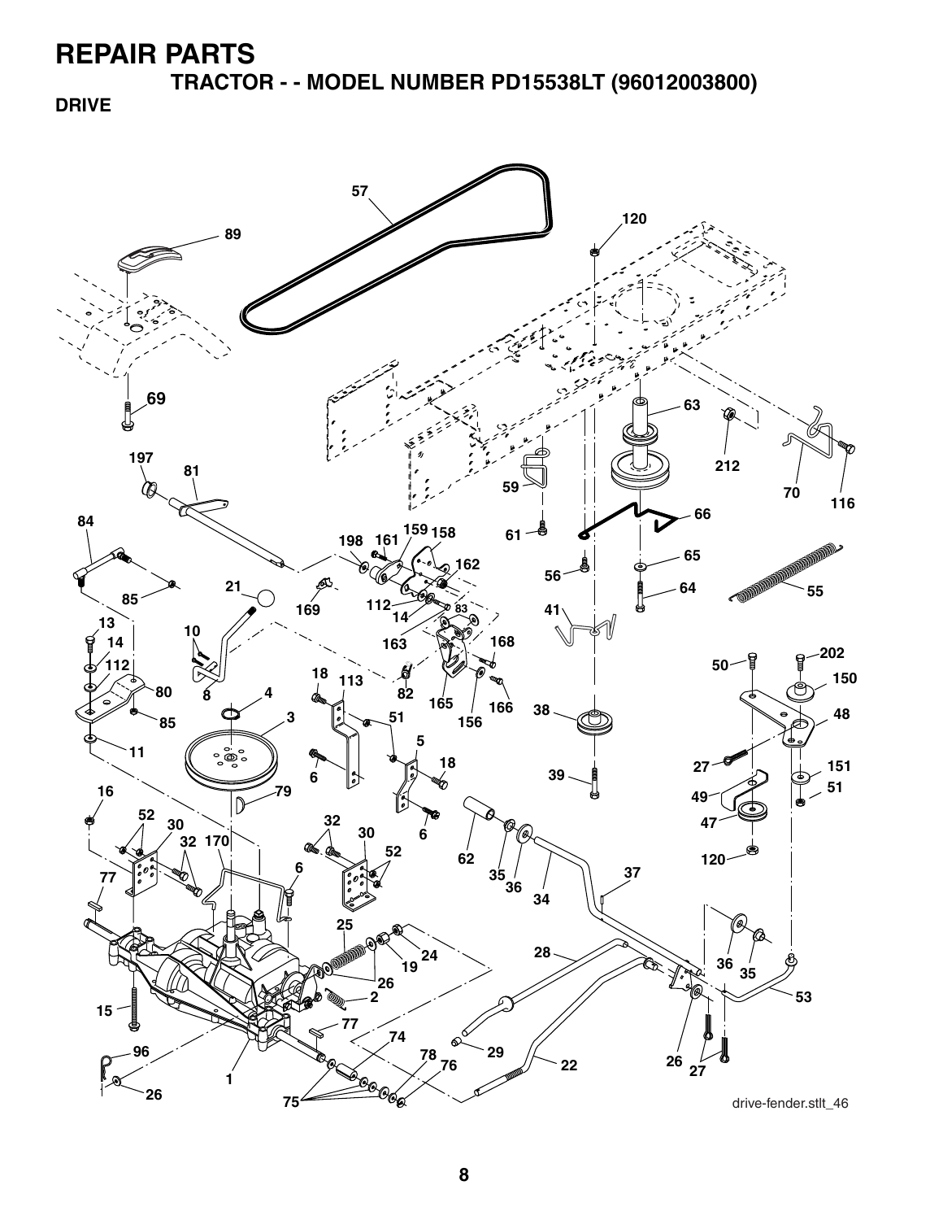# REPAIR PARTS

## TRACTOR - - MODEL NUMBER PD15538LT (96012003800)

### DRIVE

drive-fender.stlt_46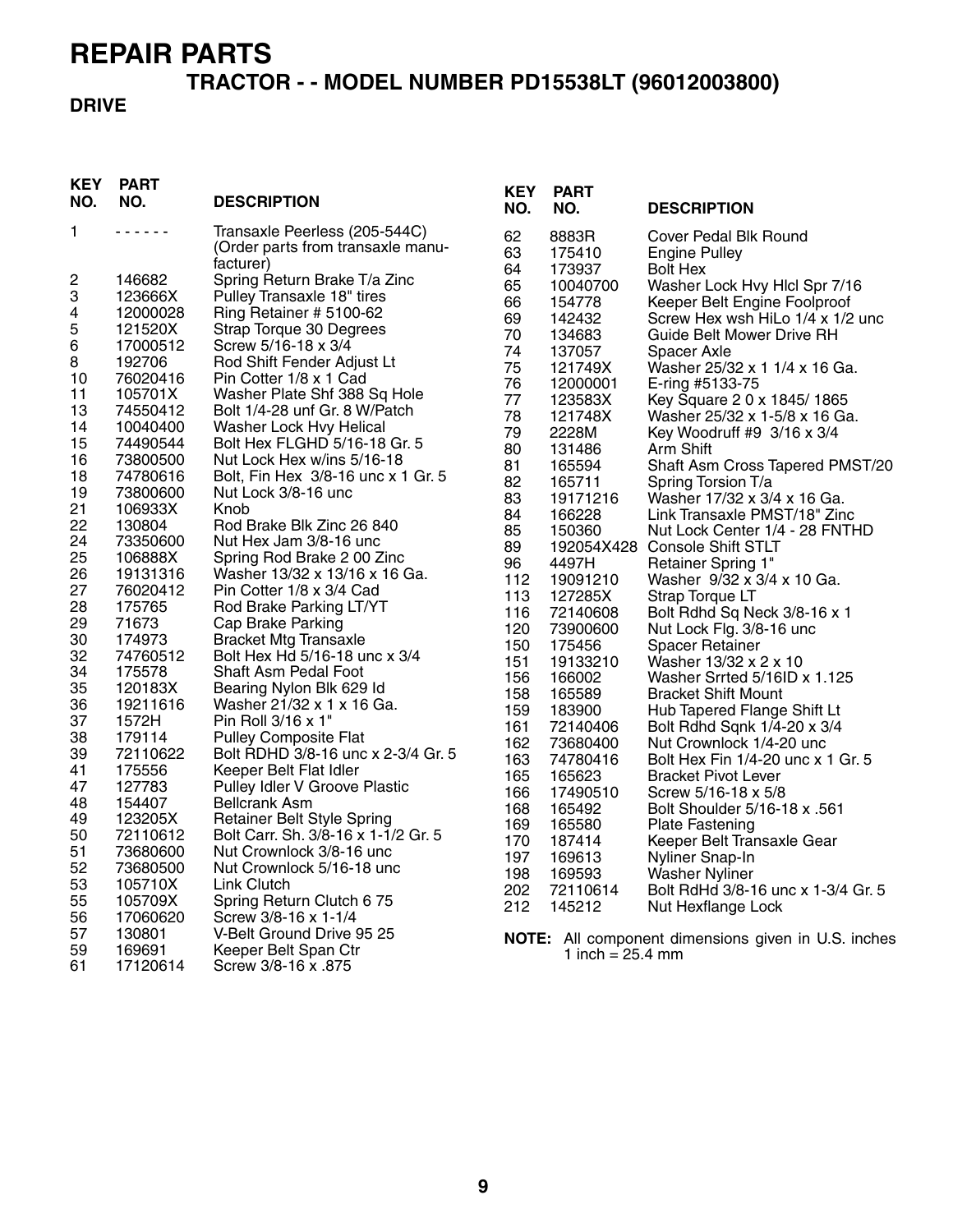# REPAIR PARTS

## TRACTOR - - MODEL NUMBER PD15538LT (96012003800)

### DRIVE

| KEY NO. | PART NO. | DESCRIPTION |
|---|---|---|
| 1 | - - - - - - | Transaxle Peerless (205-544C) (Order parts from transaxle manufacturer) |
| 2 | 146682 | Spring Return Brake T/a Zinc |
| 3 | 123666X | Pulley Transaxle 18" tires |
| 4 | 12000028 | Ring Retainer # 5100-62 |
| 5 | 121520X | Strap Torque 30 Degrees |
| 6 | 17000512 | Screw 5/16-18 x 3/4 |
| 8 | 192706 | Rod Shift Fender Adjust Lt |
| 10 | 76020416 | Pin Cotter 1/8 x 1 Cad |
| 11 | 105701X | Washer Plate Shf 388 Sq Hole |
| 13 | 74550412 | Bolt 1/4-28 unf Gr. 8 W/Patch |
| 14 | 10040400 | Washer Lock Hvy Helical |
| 15 | 74490544 | Bolt Hex FLGHD 5/16-18 Gr. 5 |
| 16 | 73800500 | Nut Lock Hex w/ins 5/16-18 |
| 18 | 74780616 | Bolt, Fin Hex 3/8-16 unc x 1 Gr. 5 |
| 19 | 73800600 | Nut Lock 3/8-16 unc |
| 21 | 106933X | Knob |
| 22 | 130804 | Rod Brake Blk Zinc 26 840 |
| 24 | 73350600 | Nut Hex Jam 3/8-16 unc |
| 25 | 106888X | Spring Rod Brake 2 00 Zinc |
| 26 | 19131316 | Washer 13/32 x 13/16 x 16 Ga. |
| 27 | 76020412 | Pin Cotter 1/8 x 3/4 Cad |
| 28 | 175765 | Rod Brake Parking LT/YT |
| 29 | 71673 | Cap Brake Parking |
| 30 | 174973 | Bracket Mtg Transaxle |
| 32 | 74760512 | Bolt Hex Hd 5/16-18 unc x 3/4 |
| 34 | 175578 | Shaft Asm Pedal Foot |
| 35 | 120183X | Bearing Nylon Blk 629 Id |
| 36 | 19211616 | Washer 21/32 x 1 x 16 Ga. |
| 37 | 1572H | Pin Roll 3/16 x 1" |
| 38 | 179114 | Pulley Composite Flat |
| 39 | 72110622 | Bolt RDHD 3/8-16 unc x 2-3/4 Gr. 5 |
| 41 | 175556 | Keeper Belt Flat Idler |
| 47 | 127783 | Pulley Idler V Groove Plastic |
| 48 | 154407 | Bellcrank Asm |
| 49 | 123205X | Retainer Belt Style Spring |
| 50 | 72110612 | Bolt Carr. Sh. 3/8-16 x 1-1/2 Gr. 5 |
| 51 | 73680600 | Nut Crownlock 3/8-16 unc |
| 52 | 73680500 | Nut Crownlock 5/16-18 unc |
| 53 | 105710X | Link Clutch |
| 55 | 105709X | Spring Return Clutch 6 75 |
| 56 | 17060620 | Screw 3/8-16 x 1-1/4 |
| 57 | 130801 | V-Belt Ground Drive 95 25 |
| 59 | 169691 | Keeper Belt Span Ctr |
| 61 | 17120614 | Screw 3/8-16 x .875 |
| 62 | 8883R | Cover Pedal Blk Round |
| 63 | 175410 | Engine Pulley |
| 64 | 173937 | Bolt Hex |
| 65 | 10040700 | Washer Lock Hvy Hlcl Spr 7/16 |
| 66 | 154778 | Keeper Belt Engine Foolproof |
| 69 | 142432 | Screw Hex wsh HiLo 1/4 x 1/2 unc |
| 70 | 134683 | Guide Belt Mower Drive RH |
| 74 | 137057 | Spacer Axle |
| 75 | 121749X | Washer 25/32 x 1 1/4 x 16 Ga. |
| 76 | 12000001 | E-ring #5133-75 |
| 77 | 123583X | Key Square 2 0 x 1845/ 1865 |
| 78 | 121748X | Washer 25/32 x 1-5/8 x 16 Ga. |
| 79 | 2228M | Key Woodruff #9 3/16 x 3/4 |
| 80 | 131486 | Arm Shift |
| 81 | 165594 | Shaft Asm Cross Tapered PMST/20 |
| 82 | 165711 | Spring Torsion T/a |
| 83 | 19171216 | Washer 17/32 x 3/4 x 16 Ga. |
| 84 | 166228 | Link Transaxle PMST/18" Zinc |
| 85 | 150360 | Nut Lock Center 1/4 - 28 FNTHD |
| 89 | 192054X428 | Console Shift STLT |
| 96 | 4497H | Retainer Spring 1" |
| 112 | 19091210 | Washer 9/32 x 3/4 x 10 Ga. |
| 113 | 127285X | Strap Torque LT |
| 116 | 72140608 | Bolt Rdhd Sq Neck 3/8-16 x 1 |
| 120 | 73900600 | Nut Lock Flg. 3/8-16 unc |
| 150 | 175456 | Spacer Retainer |
| 151 | 19133210 | Washer 13/32 x 2 x 10 |
| 156 | 166002 | Washer Srrted 5/16ID x 1.125 |
| 158 | 165589 | Bracket Shift Mount |
| 159 | 183900 | Hub Tapered Flange Shift Lt |
| 161 | 72140406 | Bolt Rdhd Sqnk 1/4-20 x 3/4 |
| 162 | 73680400 | Nut Crownlock 1/4-20 unc |
| 163 | 74780416 | Bolt Hex Fin 1/4-20 unc x 1 Gr. 5 |
| 165 | 165623 | Bracket Pivot Lever |
| 166 | 17490510 | Screw 5/16-18 x 5/8 |
| 168 | 165492 | Bolt Shoulder 5/16-18 x .561 |
| 169 | 165580 | Plate Fastening |
| 170 | 187414 | Keeper Belt Transaxle Gear |
| 197 | 169613 | Nyliner Snap-In |
| 198 | 169593 | Washer Nyliner |
| 202 | 72110614 | Bolt RdHd 3/8-16 unc x 1-3/4 Gr. 5 |
| 212 | 145212 | Nut Hexflange Lock |

**NOTE:** All component dimensions given in U.S. inches
1 inch = 25.4 mm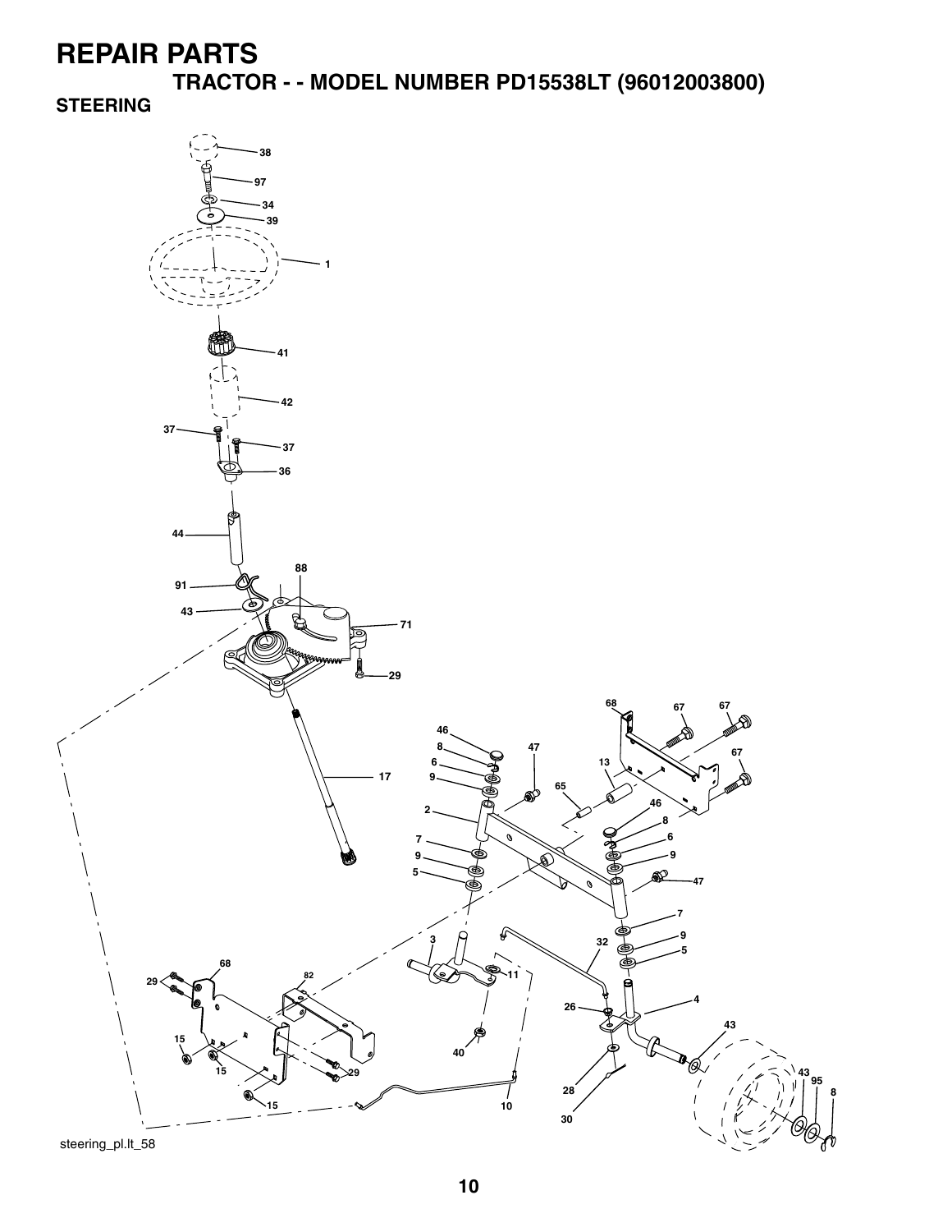# REPAIR PARTS

## TRACTOR - - MODEL NUMBER PD15538LT (96012003800)

### STEERING

steering_pl.lt_58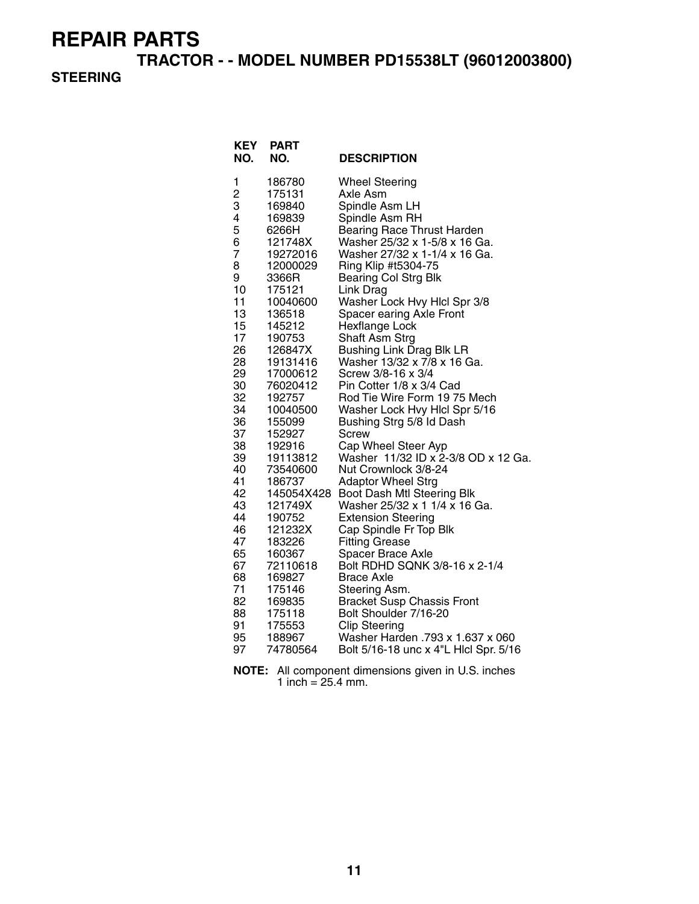# REPAIR PARTS

## TRACTOR - - MODEL NUMBER PD15538LT (96012003800)

### STEERING

| KEY NO. | PART NO. | DESCRIPTION |
|---|---|---|
| 1 | 186780 | Wheel Steering |
| 2 | 175131 | Axle Asm |
| 3 | 169840 | Spindle Asm LH |
| 4 | 169839 | Spindle Asm RH |
| 5 | 6266H | Bearing Race Thrust Harden |
| 6 | 121748X | Washer 25/32 x 1-5/8 x 16 Ga. |
| 7 | 19272016 | Washer 27/32 x 1-1/4 x 16 Ga. |
| 8 | 12000029 | Ring Klip #t5304-75 |
| 9 | 3366R | Bearing Col Strg Blk |
| 10 | 175121 | Link Drag |
| 11 | 10040600 | Washer Lock Hvy Hlcl Spr 3/8 |
| 13 | 136518 | Spacer earing Axle Front |
| 15 | 145212 | Hexflange Lock |
| 17 | 190753 | Shaft Asm Strg |
| 26 | 126847X | Bushing Link Drag Blk LR |
| 28 | 19131416 | Washer 13/32 x 7/8 x 16 Ga. |
| 29 | 17000612 | Screw 3/8-16 x 3/4 |
| 30 | 76020412 | Pin Cotter 1/8 x 3/4 Cad |
| 32 | 192757 | Rod Tie Wire Form 19 75 Mech |
| 34 | 10040500 | Washer Lock Hvy Hlcl Spr 5/16 |
| 36 | 155099 | Bushing Strg 5/8 Id Dash |
| 37 | 152927 | Screw |
| 38 | 192916 | Cap Wheel Steer Ayp |
| 39 | 19113812 | Washer 11/32 ID x 2-3/8 OD x 12 Ga. |
| 40 | 73540600 | Nut Crownlock 3/8-24 |
| 41 | 186737 | Adaptor Wheel Strg |
| 42 | 145054X428 | Boot Dash Mtl Steering Blk |
| 43 | 121749X | Washer 25/32 x 1 1/4 x 16 Ga. |
| 44 | 190752 | Extension Steering |
| 46 | 121232X | Cap Spindle Fr Top Blk |
| 47 | 183226 | Fitting Grease |
| 65 | 160367 | Spacer Brace Axle |
| 67 | 72110618 | Bolt RDHD SQNK 3/8-16 x 2-1/4 |
| 68 | 169827 | Brace Axle |
| 71 | 175146 | Steering Asm. |
| 82 | 169835 | Bracket Susp Chassis Front |
| 88 | 175118 | Bolt Shoulder 7/16-20 |
| 91 | 175553 | Clip Steering |
| 95 | 188967 | Washer Harden .793 x 1.637 x 060 |
| 97 | 74780564 | Bolt 5/16-18 unc x 4"L Hlcl Spr. 5/16 |

**NOTE:** All component dimensions given in U.S. inches
1 inch = 25.4 mm.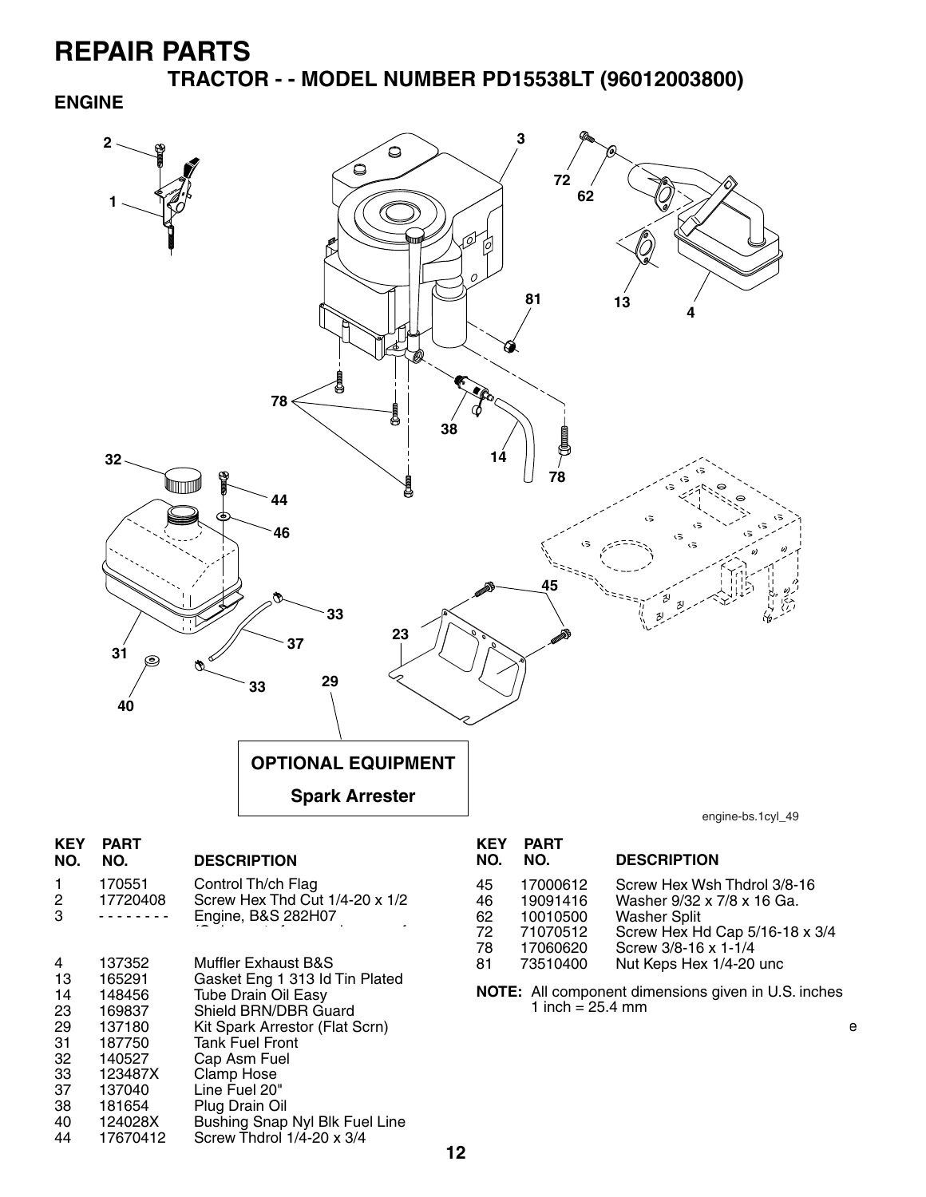# REPAIR PARTS

## TRACTOR - - MODEL NUMBER PD15538LT (96012003800)

### ENGINE

**OPTIONAL EQUIPMENT**

**Spark Arrester**

engine-bs.1cyl_49

| KEY NO. | PART NO. | DESCRIPTION |
|---|---|---|
| 1 | 170551 | Control Th/ch Flag |
| 2 | 17720408 | Screw Hex Thd Cut 1/4-20 x 1/2 |
| 3 | - - - - - - - - | Engine, B&S 282H07 |
| 4 | 137352 | Muffler Exhaust B&S |
| 13 | 165291 | Gasket Eng 1 313 Id Tin Plated |
| 14 | 148456 | Tube Drain Oil Easy |
| 23 | 169837 | Shield BRN/DBR Guard |
| 29 | 137180 | Kit Spark Arrestor (Flat Scrn) |
| 31 | 187750 | Tank Fuel Front |
| 32 | 140527 | Cap Asm Fuel |
| 33 | 123487X | Clamp Hose |
| 37 | 137040 | Line Fuel 20" |
| 38 | 181654 | Plug Drain Oil |
| 40 | 124028X | Bushing Snap Nyl Blk Fuel Line |
| 44 | 17670412 | Screw Thdrol 1/4-20 x 3/4 |
| 45 | 17000612 | Screw Hex Wsh Thdrol 3/8-16 |
| 46 | 19091416 | Washer 9/32 x 7/8 x 16 Ga. |
| 62 | 10010500 | Washer Split |
| 72 | 71070512 | Screw Hex Hd Cap 5/16-18 x 3/4 |
| 78 | 17060620 | Screw 3/8-16 x 1-1/4 |
| 81 | 73510400 | Nut Keps Hex 1/4-20 unc |

**NOTE:** All component dimensions given in U.S. inches
1 inch = 25.4 mm

e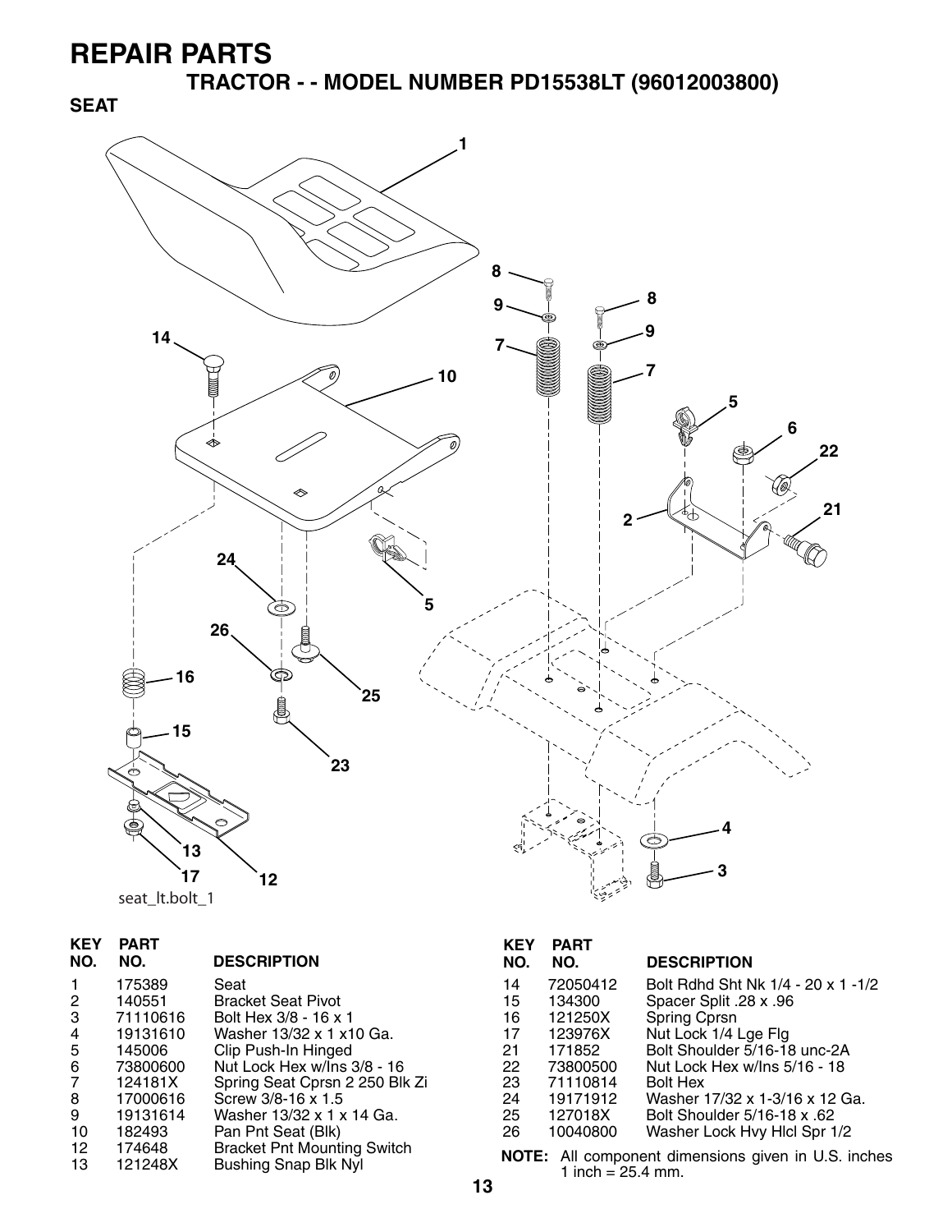# REPAIR PARTS

## TRACTOR - - MODEL NUMBER PD15538LT (96012003800)

### SEAT

seat_lt.bolt_1

| KEY NO. | PART NO. | DESCRIPTION |
|---|---|---|
| 1 | 175389 | Seat |
| 2 | 140551 | Bracket Seat Pivot |
| 3 | 71110616 | Bolt Hex 3/8 - 16 x 1 |
| 4 | 19131610 | Washer 13/32 x 1 x10 Ga. |
| 5 | 145006 | Clip Push-In Hinged |
| 6 | 73800600 | Nut Lock Hex w/Ins 3/8 - 16 |
| 7 | 124181X | Spring Seat Cprsn 2 250 Blk Zi |
| 8 | 17000616 | Screw 3/8-16 x 1.5 |
| 9 | 19131614 | Washer 13/32 x 1 x 14 Ga. |
| 10 | 182493 | Pan Pnt Seat (Blk) |
| 12 | 174648 | Bracket Pnt Mounting Switch |
| 13 | 121248X | Bushing Snap Blk Nyl |
| 14 | 72050412 | Bolt Rdhd Sht Nk 1/4 - 20 x 1 -1/2 |
| 15 | 134300 | Spacer Split .28 x .96 |
| 16 | 121250X | Spring Cprsn |
| 17 | 123976X | Nut Lock 1/4 Lge Flg |
| 21 | 171852 | Bolt Shoulder 5/16-18 unc-2A |
| 22 | 73800500 | Nut Lock Hex w/Ins 5/16 - 18 |
| 23 | 71110814 | Bolt Hex |
| 24 | 19171912 | Washer 17/32 x 1-3/16 x 12 Ga. |
| 25 | 127018X | Bolt Shoulder 5/16-18 x .62 |
| 26 | 10040800 | Washer Lock Hvy Hlcl Spr 1/2 |

**NOTE:** All component dimensions given in U.S. inches 1 inch = 25.4 mm.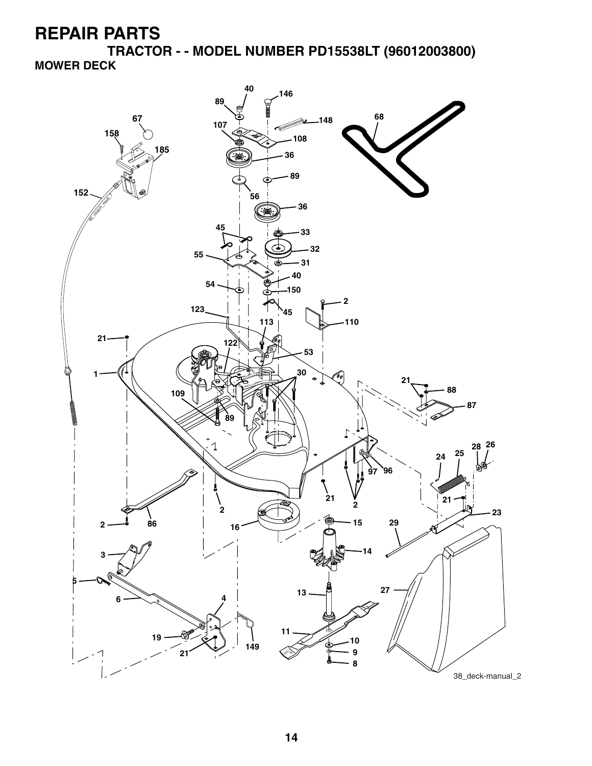# REPAIR PARTS

## TRACTOR - - MODEL NUMBER PD15538LT (96012003800)

### MOWER DECK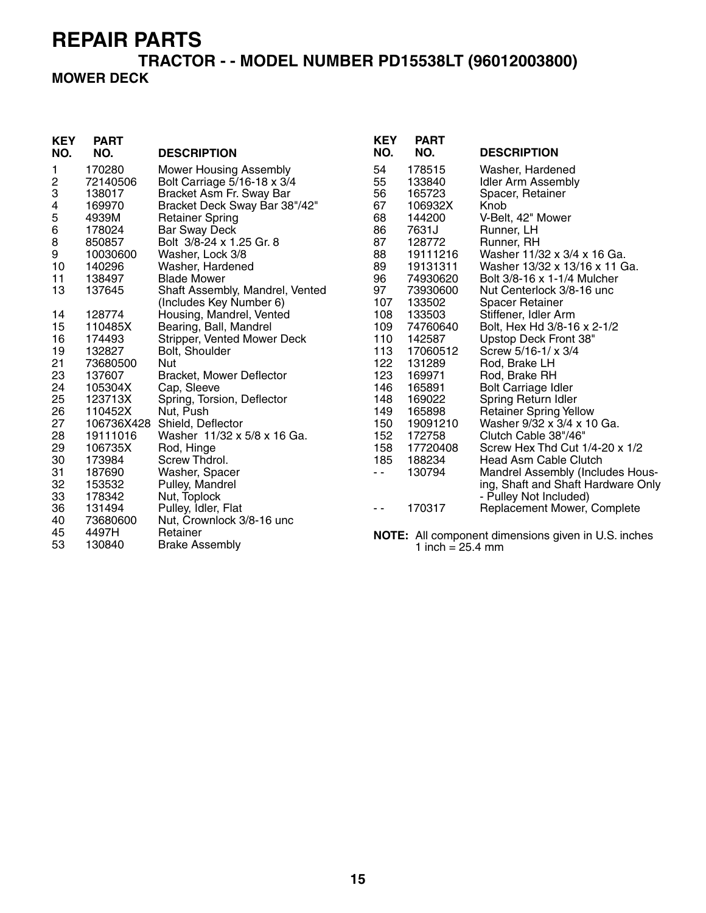# REPAIR PARTS

## TRACTOR - - MODEL NUMBER PD15538LT (96012003800)

### MOWER DECK

| KEY NO. | PART NO. | DESCRIPTION |
|---|---|---|
| 1 | 170280 | Mower Housing Assembly |
| 2 | 72140506 | Bolt Carriage 5/16-18 x 3/4 |
| 3 | 138017 | Bracket Asm Fr. Sway Bar |
| 4 | 169970 | Bracket Deck Sway Bar 38"/42" |
| 5 | 4939M | Retainer Spring |
| 6 | 178024 | Bar Sway Deck |
| 8 | 850857 | Bolt 3/8-24 x 1.25 Gr. 8 |
| 9 | 10030600 | Washer, Lock 3/8 |
| 10 | 140296 | Washer, Hardened |
| 11 | 138497 | Blade Mower |
| 13 | 137645 | Shaft Assembly, Mandrel, Vented (Includes Key Number 6) |
| 14 | 128774 | Housing, Mandrel, Vented |
| 15 | 110485X | Bearing, Ball, Mandrel |
| 16 | 174493 | Stripper, Vented Mower Deck |
| 19 | 132827 | Bolt, Shoulder |
| 21 | 73680500 | Nut |
| 23 | 137607 | Bracket, Mower Deflector |
| 24 | 105304X | Cap, Sleeve |
| 25 | 123713X | Spring, Torsion, Deflector |
| 26 | 110452X | Nut, Push |
| 27 | 106736X428 | Shield, Deflector |
| 28 | 19111016 | Washer 11/32 x 5/8 x 16 Ga. |
| 29 | 106735X | Rod, Hinge |
| 30 | 173984 | Screw Thdrol. |
| 31 | 187690 | Washer, Spacer |
| 32 | 153532 | Pulley, Mandrel |
| 33 | 178342 | Nut, Toplock |
| 36 | 131494 | Pulley, Idler, Flat |
| 40 | 73680600 | Nut, Crownlock 3/8-16 unc |
| 45 | 4497H | Retainer |
| 53 | 130840 | Brake Assembly |
| 54 | 178515 | Washer, Hardened |
| 55 | 133840 | Idler Arm Assembly |
| 56 | 165723 | Spacer, Retainer |
| 67 | 106932X | Knob |
| 68 | 144200 | V-Belt, 42" Mower |
| 86 | 7631J | Runner, LH |
| 87 | 128772 | Runner, RH |
| 88 | 19111216 | Washer 11/32 x 3/4 x 16 Ga. |
| 89 | 19131311 | Washer 13/32 x 13/16 x 11 Ga. |
| 96 | 74930620 | Bolt 3/8-16 x 1-1/4 Mulcher |
| 97 | 73930600 | Nut Centerlock 3/8-16 unc |
| 107 | 133502 | Spacer Retainer |
| 108 | 133503 | Stiffener, Idler Arm |
| 109 | 74760640 | Bolt, Hex Hd 3/8-16 x 2-1/2 |
| 110 | 142587 | Upstop Deck Front 38" |
| 113 | 17060512 | Screw 5/16-1/ x 3/4 |
| 122 | 131289 | Rod, Brake LH |
| 123 | 169971 | Rod, Brake RH |
| 146 | 165891 | Bolt Carriage Idler |
| 148 | 169022 | Spring Return Idler |
| 149 | 165898 | Retainer Spring Yellow |
| 150 | 19091210 | Washer 9/32 x 3/4 x 10 Ga. |
| 152 | 172758 | Clutch Cable 38"/46" |
| 158 | 17720408 | Screw Hex Thd Cut 1/4-20 x 1/2 |
| 185 | 188234 | Head Asm Cable Clutch |
| - - | 130794 | Mandrel Assembly (Includes Housing, Shaft and Shaft Hardware Only - Pulley Not Included) |
| - - | 170317 | Replacement Mower, Complete |

**NOTE:** All component dimensions given in U.S. inches
1 inch = 25.4 mm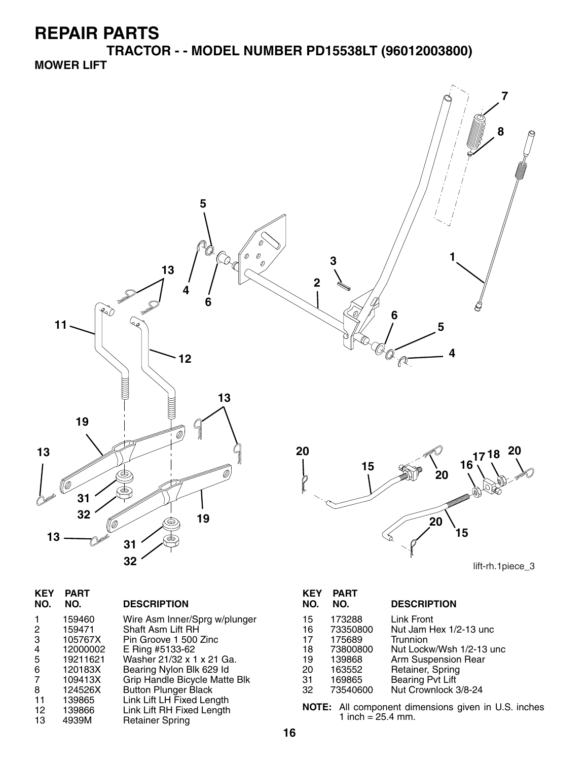# REPAIR PARTS

## TRACTOR - - MODEL NUMBER PD15538LT (96012003800)

### MOWER LIFT

lift-rh.1piece_3

| KEY NO. | PART NO. | DESCRIPTION |
|---|---|---|
| 1 | 159460 | Wire Asm Inner/Sprg w/plunger |
| 2 | 159471 | Shaft Asm Lift RH |
| 3 | 105767X | Pin Groove 1 500 Zinc |
| 4 | 12000002 | E Ring #5133-62 |
| 5 | 19211621 | Washer 21/32 x 1 x 21 Ga. |
| 6 | 120183X | Bearing Nylon Blk 629 Id |
| 7 | 109413X | Grip Handle Bicycle Matte Blk |
| 8 | 124526X | Button Plunger Black |
| 11 | 139865 | Link Lift LH Fixed Length |
| 12 | 139866 | Link Lift RH Fixed Length |
| 13 | 4939M | Retainer Spring |
| 15 | 173288 | Link Front |
| 16 | 73350800 | Nut Jam Hex 1/2-13 unc |
| 17 | 175689 | Trunnion |
| 18 | 73800800 | Nut Lockw/Wsh 1/2-13 unc |
| 19 | 139868 | Arm Suspension Rear |
| 20 | 163552 | Retainer, Spring |
| 31 | 169865 | Bearing Pvt Lift |
| 32 | 73540600 | Nut Crownlock 3/8-24 |

**NOTE:** All component dimensions given in U.S. inches
1 inch = 25.4 mm.